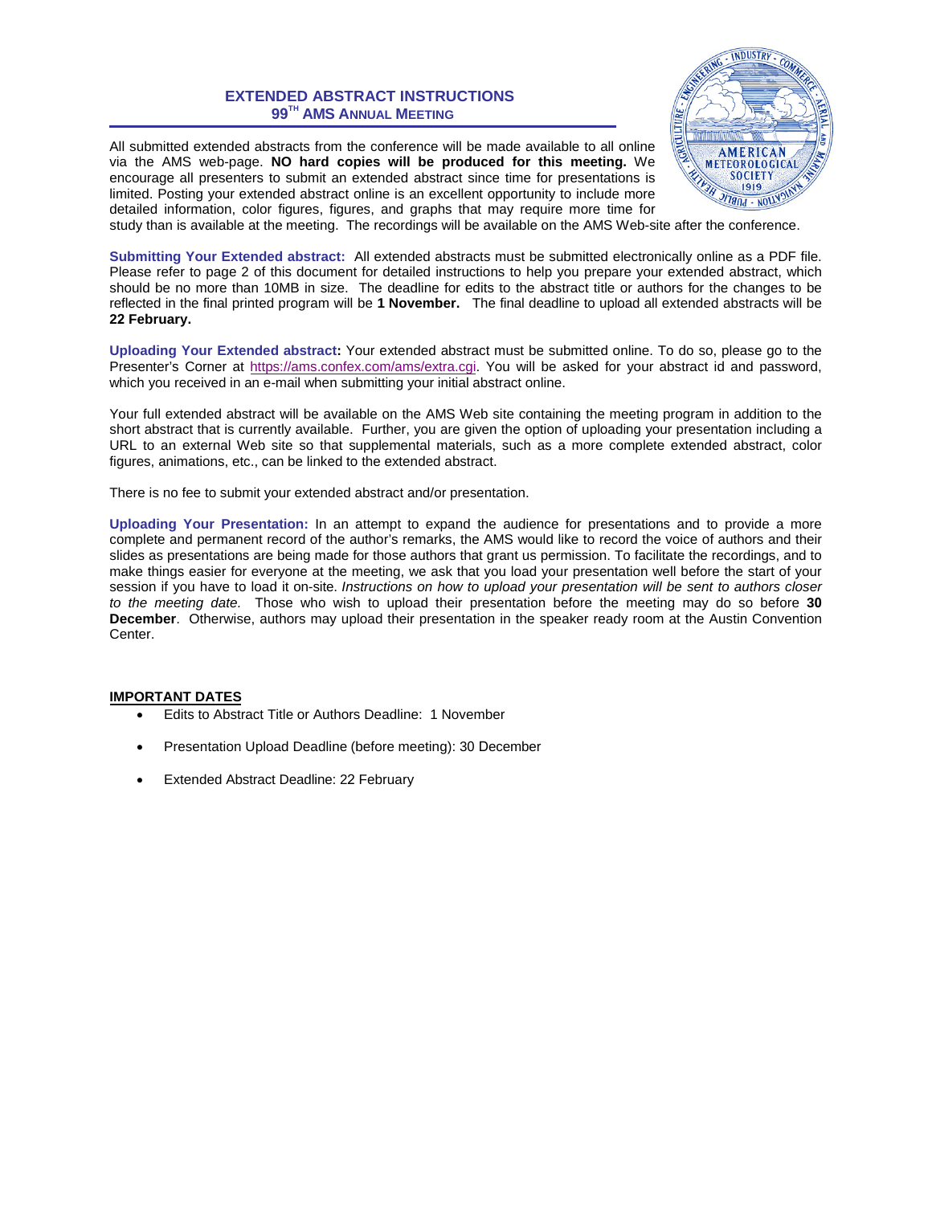# EXTENDED ABSTRACT INSTRUCTIONS
## 99TH AMS ANNUAL MEETING

All submitted extended abstracts from the conference will be made available to all online via the AMS web-page. **NO hard copies will be produced for this meeting.** We encourage all presenters to submit an extended abstract since time for presentations is limited. Posting your extended abstract online is an excellent opportunity to include more detailed information, color figures, figures, and graphs that may require more time for study than is available at the meeting. The recordings will be available on the AMS Web-site after the conference.

**Submitting Your Extended abstract:** All extended abstracts must be submitted electronically online as a PDF file. Please refer to page 2 of this document for detailed instructions to help you prepare your extended abstract, which should be no more than 10MB in size. The deadline for edits to the abstract title or authors for the changes to be reflected in the final printed program will be **1 November.** The final deadline to upload all extended abstracts will be **22 February.**

**Uploading Your Extended abstract:** Your extended abstract must be submitted online. To do so, please go to the Presenter's Corner at https://ams.confex.com/ams/extra.cgi. You will be asked for your abstract id and password, which you received in an e-mail when submitting your initial abstract online.

Your full extended abstract will be available on the AMS Web site containing the meeting program in addition to the short abstract that is currently available. Further, you are given the option of uploading your presentation including a URL to an external Web site so that supplemental materials, such as a more complete extended abstract, color figures, animations, etc., can be linked to the extended abstract.

There is no fee to submit your extended abstract and/or presentation.

**Uploading Your Presentation:** In an attempt to expand the audience for presentations and to provide a more complete and permanent record of the author's remarks, the AMS would like to record the voice of authors and their slides as presentations are being made for those authors that grant us permission. To facilitate the recordings, and to make things easier for everyone at the meeting, we ask that you load your presentation well before the start of your session if you have to load it on-site. *Instructions on how to upload your presentation will be sent to authors closer to the meeting date.* Those who wish to upload their presentation before the meeting may do so before **30 December**. Otherwise, authors may upload their presentation in the speaker ready room at the Austin Convention Center.

**IMPORTANT DATES**

- Edits to Abstract Title or Authors Deadline: 1 November
- Presentation Upload Deadline (before meeting): 30 December
- Extended Abstract Deadline: 22 February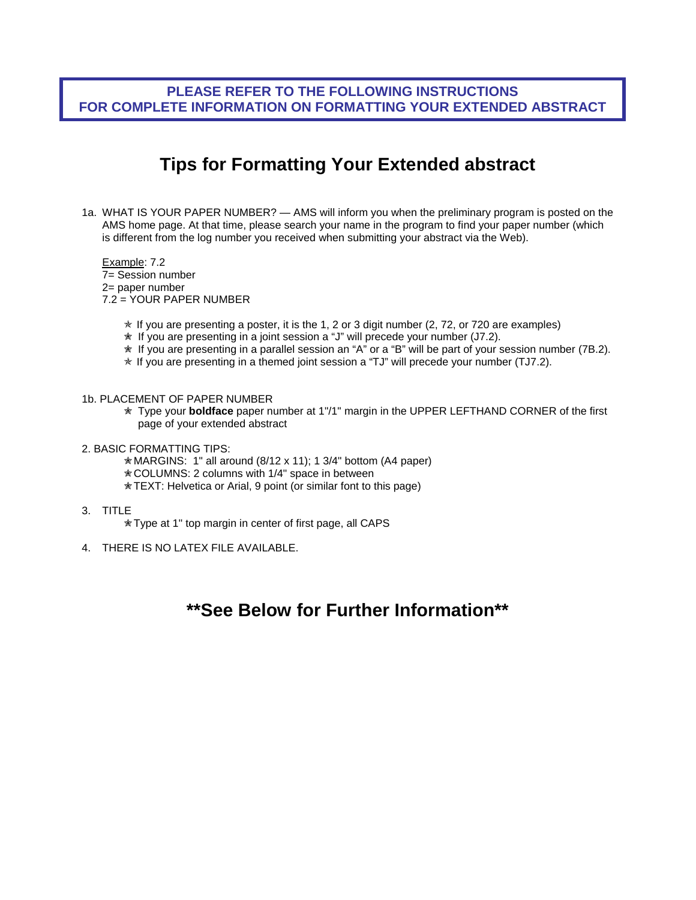**PLEASE REFER TO THE FOLLOWING INSTRUCTIONS FOR COMPLETE INFORMATION ON FORMATTING YOUR EXTENDED ABSTRACT**

# Tips for Formatting Your Extended abstract

1a. WHAT IS YOUR PAPER NUMBER? — AMS will inform you when the preliminary program is posted on the AMS home page. At that time, please search your name in the program to find your paper number (which is different from the log number you received when submitting your abstract via the Web).

Example: 7.2
7= Session number
2= paper number
7.2 = YOUR PAPER NUMBER

- ✯ If you are presenting a poster, it is the 1, 2 or 3 digit number (2, 72, or 720 are examples)
- ✯ If you are presenting in a joint session a "J" will precede your number (J7.2).
- ✯ If you are presenting in a parallel session an "A" or a "B" will be part of your session number (7B.2).
- ✯ If you are presenting in a themed joint session a "TJ" will precede your number (TJ7.2).

1b. PLACEMENT OF PAPER NUMBER

- ✯ Type your **boldface** paper number at 1"/1" margin in the UPPER LEFTHAND CORNER of the first page of your extended abstract

2. BASIC FORMATTING TIPS:

- ✯ MARGINS: 1" all around (8/12 x 11); 1 3/4" bottom (A4 paper)
- ✯ COLUMNS: 2 columns with 1/4" space in between
- ✯ TEXT: Helvetica or Arial, 9 point (or similar font to this page)

3. TITLE

- ✯ Type at 1" top margin in center of first page, all CAPS

4. THERE IS NO LATEX FILE AVAILABLE.

## **See Below for Further Information**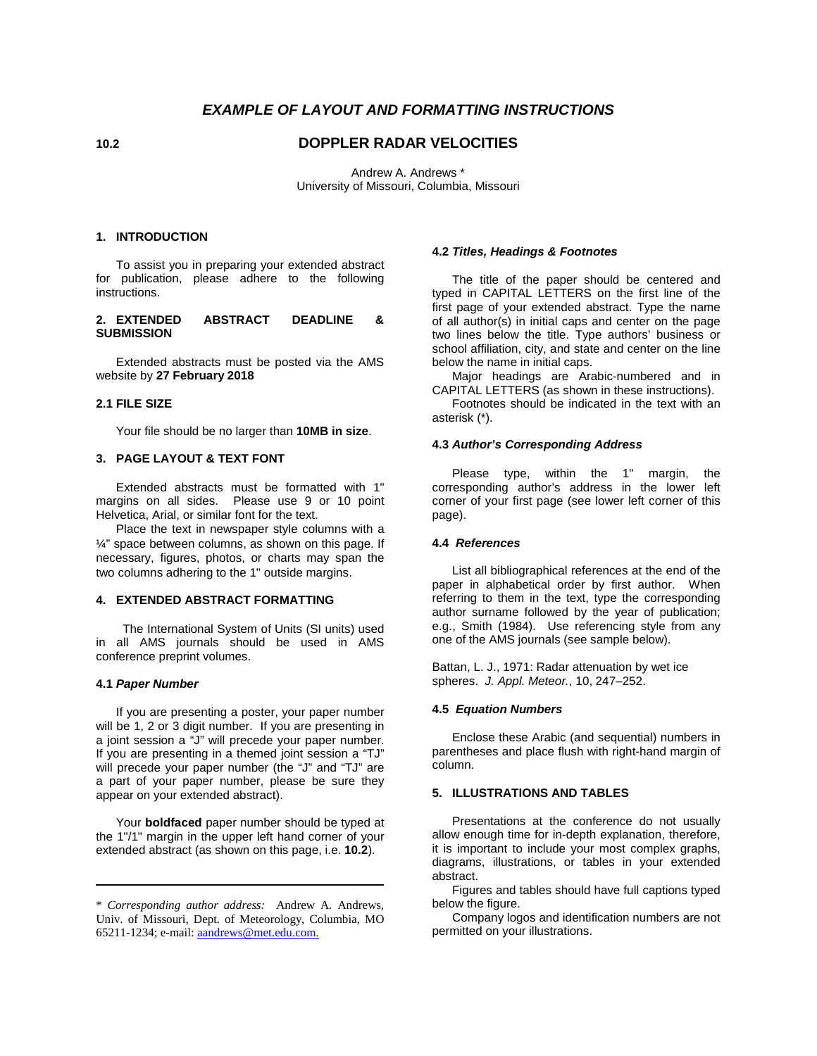# *EXAMPLE OF LAYOUT AND FORMATTING INSTRUCTIONS*

**10.2**

# DOPPLER RADAR VELOCITIES

Andrew A. Andrews *
University of Missouri, Columbia, Missouri

## 1. INTRODUCTION

To assist you in preparing your extended abstract for publication, please adhere to the following instructions.

## 2. EXTENDED ABSTRACT DEADLINE & SUBMISSION

Extended abstracts must be posted via the AMS website by **27 February 2018**

### 2.1 FILE SIZE

Your file should be no larger than **10MB in size**.

## 3. PAGE LAYOUT & TEXT FONT

Extended abstracts must be formatted with 1" margins on all sides. Please use 9 or 10 point Helvetica, Arial, or similar font for the text.

Place the text in newspaper style columns with a ¼" space between columns, as shown on this page. If necessary, figures, photos, or charts may span the two columns adhering to the 1" outside margins.

## 4. EXTENDED ABSTRACT FORMATTING

The International System of Units (SI units) used in all AMS journals should be used in AMS conference preprint volumes.

### 4.1 *Paper Number*

If you are presenting a poster, your paper number will be 1, 2 or 3 digit number. If you are presenting in a joint session a "J" will precede your paper number. If you are presenting in a themed joint session a "TJ" will precede your paper number (the "J" and "TJ" are a part of your paper number, please be sure they appear on your extended abstract).

Your **boldfaced** paper number should be typed at the 1"/1" margin in the upper left hand corner of your extended abstract (as shown on this page, i.e. **10.2**).

### 4.2 *Titles, Headings & Footnotes*

The title of the paper should be centered and typed in CAPITAL LETTERS on the first line of the first page of your extended abstract. Type the name of all author(s) in initial caps and center on the page two lines below the title. Type authors' business or school affiliation, city, and state and center on the line below the name in initial caps.

Major headings are Arabic-numbered and in CAPITAL LETTERS (as shown in these instructions).

Footnotes should be indicated in the text with an asterisk (*).

### 4.3 *Author's Corresponding Address*

Please type, within the 1" margin, the corresponding author's address in the lower left corner of your first page (see lower left corner of this page).

### 4.4 *References*

List all bibliographical references at the end of the paper in alphabetical order by first author. When referring to them in the text, type the corresponding author surname followed by the year of publication; e.g., Smith (1984). Use referencing style from any one of the AMS journals (see sample below).

Battan, L. J., 1971: Radar attenuation by wet ice spheres. *J. Appl. Meteor.*, 10, 247–252.

### 4.5 *Equation Numbers*

Enclose these Arabic (and sequential) numbers in parentheses and place flush with right-hand margin of column.

## 5. ILLUSTRATIONS AND TABLES

Presentations at the conference do not usually allow enough time for in-depth explanation, therefore, it is important to include your most complex graphs, diagrams, illustrations, or tables in your extended abstract.

Figures and tables should have full captions typed below the figure.

Company logos and identification numbers are not permitted on your illustrations.

---

* *Corresponding author address:* Andrew A. Andrews, Univ. of Missouri, Dept. of Meteorology, Columbia, MO 65211-1234; e-mail: aandrews@met.edu.com.